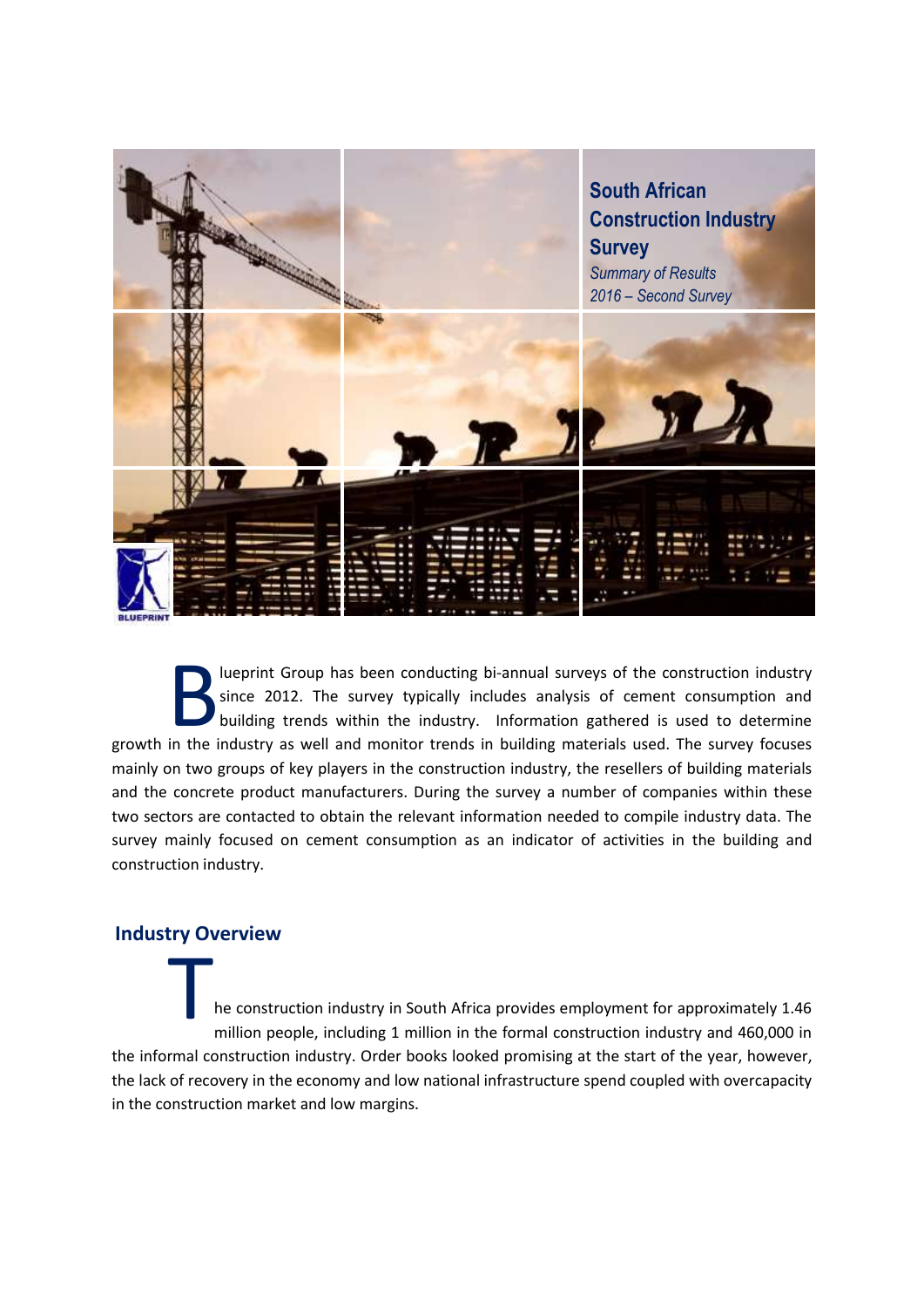# South African Construction Industry Survey

*Summary of Results*
*2016 – Second Survey*

Blueprint Group has been conducting bi-annual surveys of the construction industry since 2012. The survey typically includes analysis of cement consumption and building trends within the industry. Information gathered is used to determine growth in the industry as well and monitor trends in building materials used. The survey focuses mainly on two groups of key players in the construction industry, the resellers of building materials and the concrete product manufacturers. During the survey a number of companies within these two sectors are contacted to obtain the relevant information needed to compile industry data. The survey mainly focused on cement consumption as an indicator of activities in the building and construction industry.

## Industry Overview

The construction industry in South Africa provides employment for approximately 1.46 million people, including 1 million in the formal construction industry and 460,000 in the informal construction industry. Order books looked promising at the start of the year, however, the lack of recovery in the economy and low national infrastructure spend coupled with overcapacity in the construction market and low margins.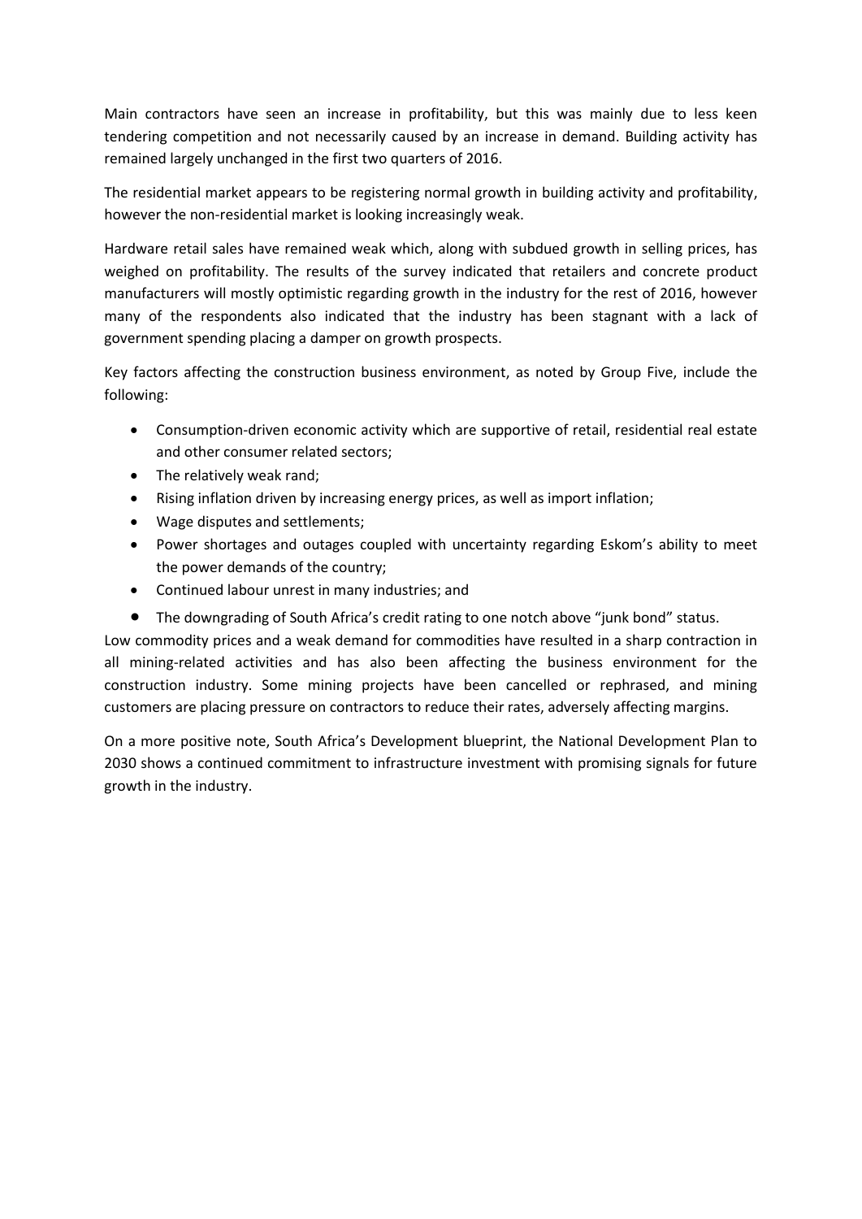Main contractors have seen an increase in profitability, but this was mainly due to less keen tendering competition and not necessarily caused by an increase in demand. Building activity has remained largely unchanged in the first two quarters of 2016.

The residential market appears to be registering normal growth in building activity and profitability, however the non-residential market is looking increasingly weak.

Hardware retail sales have remained weak which, along with subdued growth in selling prices, has weighed on profitability. The results of the survey indicated that retailers and concrete product manufacturers will mostly optimistic regarding growth in the industry for the rest of 2016, however many of the respondents also indicated that the industry has been stagnant with a lack of government spending placing a damper on growth prospects.

Key factors affecting the construction business environment, as noted by Group Five, include the following:

- Consumption-driven economic activity which are supportive of retail, residential real estate and other consumer related sectors;
- The relatively weak rand;
- Rising inflation driven by increasing energy prices, as well as import inflation;
- Wage disputes and settlements;
- Power shortages and outages coupled with uncertainty regarding Eskom's ability to meet the power demands of the country;
- Continued labour unrest in many industries; and
- The downgrading of South Africa's credit rating to one notch above "junk bond" status.

Low commodity prices and a weak demand for commodities have resulted in a sharp contraction in all mining-related activities and has also been affecting the business environment for the construction industry. Some mining projects have been cancelled or rephrased, and mining customers are placing pressure on contractors to reduce their rates, adversely affecting margins.

On a more positive note, South Africa's Development blueprint, the National Development Plan to 2030 shows a continued commitment to infrastructure investment with promising signals for future growth in the industry.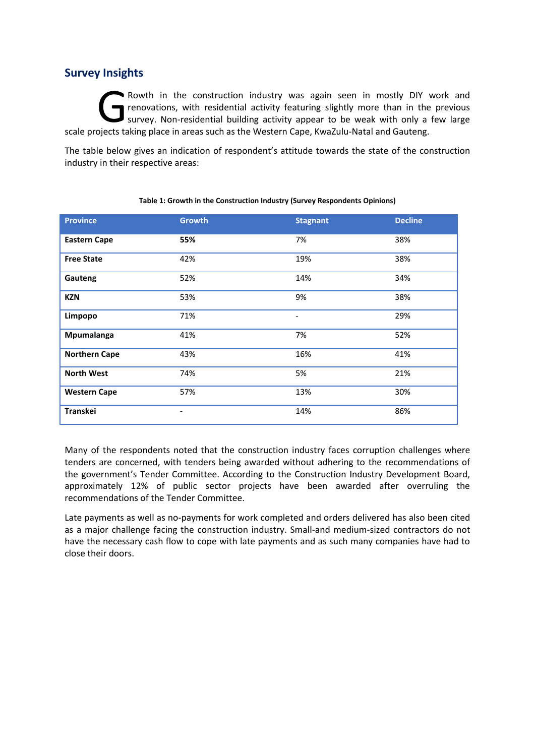## Survey Insights

GRowth in the construction industry was again seen in mostly DIY work and renovations, with residential activity featuring slightly more than in the previous survey. Non-residential building activity appear to be weak with only a few large scale projects taking place in areas such as the Western Cape, KwaZulu-Natal and Gauteng.

The table below gives an indication of respondent's attitude towards the state of the construction industry in their respective areas:

**Table 1: Growth in the Construction Industry (Survey Respondents Opinions)**

| Province | Growth | Stagnant | Decline |
|---|---|---|---|
| **Eastern Cape** | **55%** | 7% | 38% |
| **Free State** | 42% | 19% | 38% |
| **Gauteng** | 52% | 14% | 34% |
| **KZN** | 53% | 9% | 38% |
| **Limpopo** | 71% | - | 29% |
| **Mpumalanga** | 41% | 7% | 52% |
| **Northern Cape** | 43% | 16% | 41% |
| **North West** | 74% | 5% | 21% |
| **Western Cape** | 57% | 13% | 30% |
| **Transkei** | - | 14% | 86% |

Many of the respondents noted that the construction industry faces corruption challenges where tenders are concerned, with tenders being awarded without adhering to the recommendations of the government's Tender Committee. According to the Construction Industry Development Board, approximately 12% of public sector projects have been awarded after overruling the recommendations of the Tender Committee.

Late payments as well as no-payments for work completed and orders delivered has also been cited as a major challenge facing the construction industry. Small-and medium-sized contractors do not have the necessary cash flow to cope with late payments and as such many companies have had to close their doors.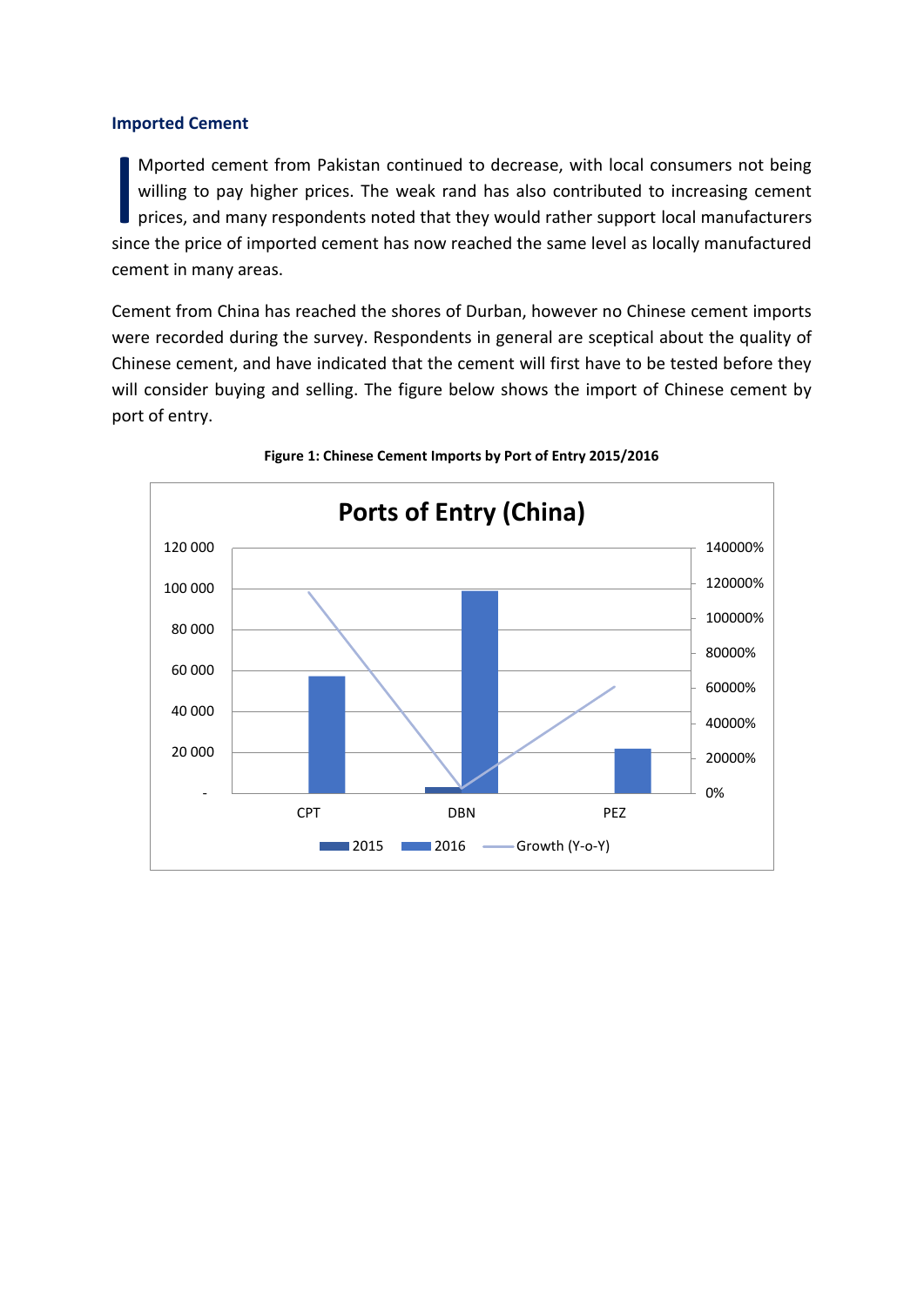### Imported Cement

IMported cement from Pakistan continued to decrease, with local consumers not being willing to pay higher prices. The weak rand has also contributed to increasing cement prices, and many respondents noted that they would rather support local manufacturers since the price of imported cement has now reached the same level as locally manufactured cement in many areas.

Cement from China has reached the shores of Durban, however no Chinese cement imports were recorded during the survey. Respondents in general are sceptical about the quality of Chinese cement, and have indicated that the cement will first have to be tested before they will consider buying and selling. The figure below shows the import of Chinese cement by port of entry.

**Figure 1: Chinese Cement Imports by Port of Entry 2015/2016**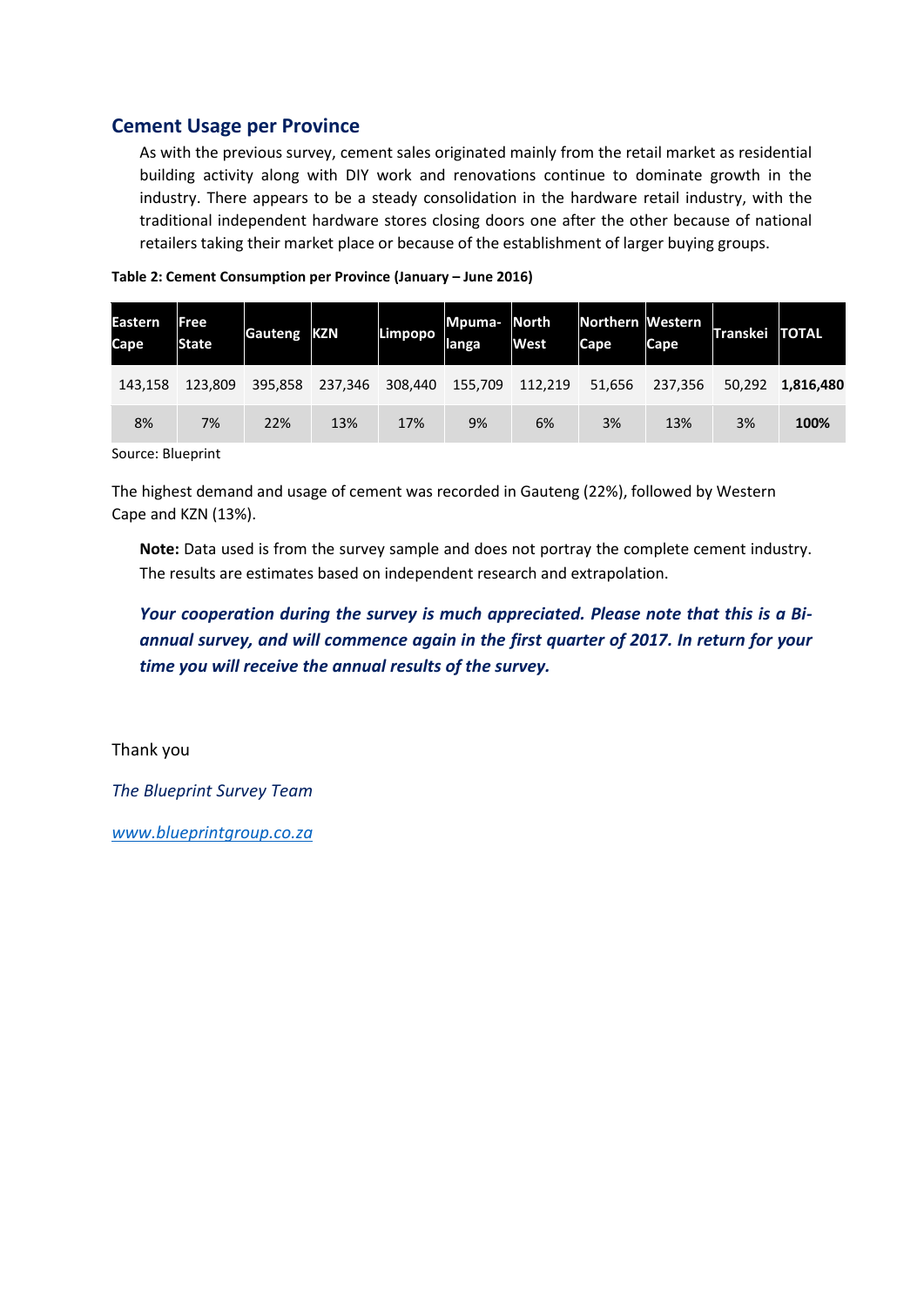## Cement Usage per Province

As with the previous survey, cement sales originated mainly from the retail market as residential building activity along with DIY work and renovations continue to dominate growth in the industry. There appears to be a steady consolidation in the hardware retail industry, with the traditional independent hardware stores closing doors one after the other because of national retailers taking their market place or because of the establishment of larger buying groups.

**Table 2: Cement Consumption per Province (January – June 2016)**

| Eastern Cape | Free State | Gauteng | KZN | Limpopo | Mpuma-langa | North West | Northern Cape | Western Cape | Transkei | TOTAL |
|---|---|---|---|---|---|---|---|---|---|---|
| 143,158 | 123,809 | 395,858 | 237,346 | 308,440 | 155,709 | 112,219 | 51,656 | 237,356 | 50,292 | **1,816,480** |
| 8% | 7% | 22% | 13% | 17% | 9% | 6% | 3% | 13% | 3% | **100%** |

Source: Blueprint

The highest demand and usage of cement was recorded in Gauteng (22%), followed by Western Cape and KZN (13%).

**Note:** Data used is from the survey sample and does not portray the complete cement industry. The results are estimates based on independent research and extrapolation.

***Your cooperation during the survey is much appreciated. Please note that this is a Bi-annual survey, and will commence again in the first quarter of 2017. In return for your time you will receive the annual results of the survey.***

Thank you

*The Blueprint Survey Team*

*www.blueprintgroup.co.za*